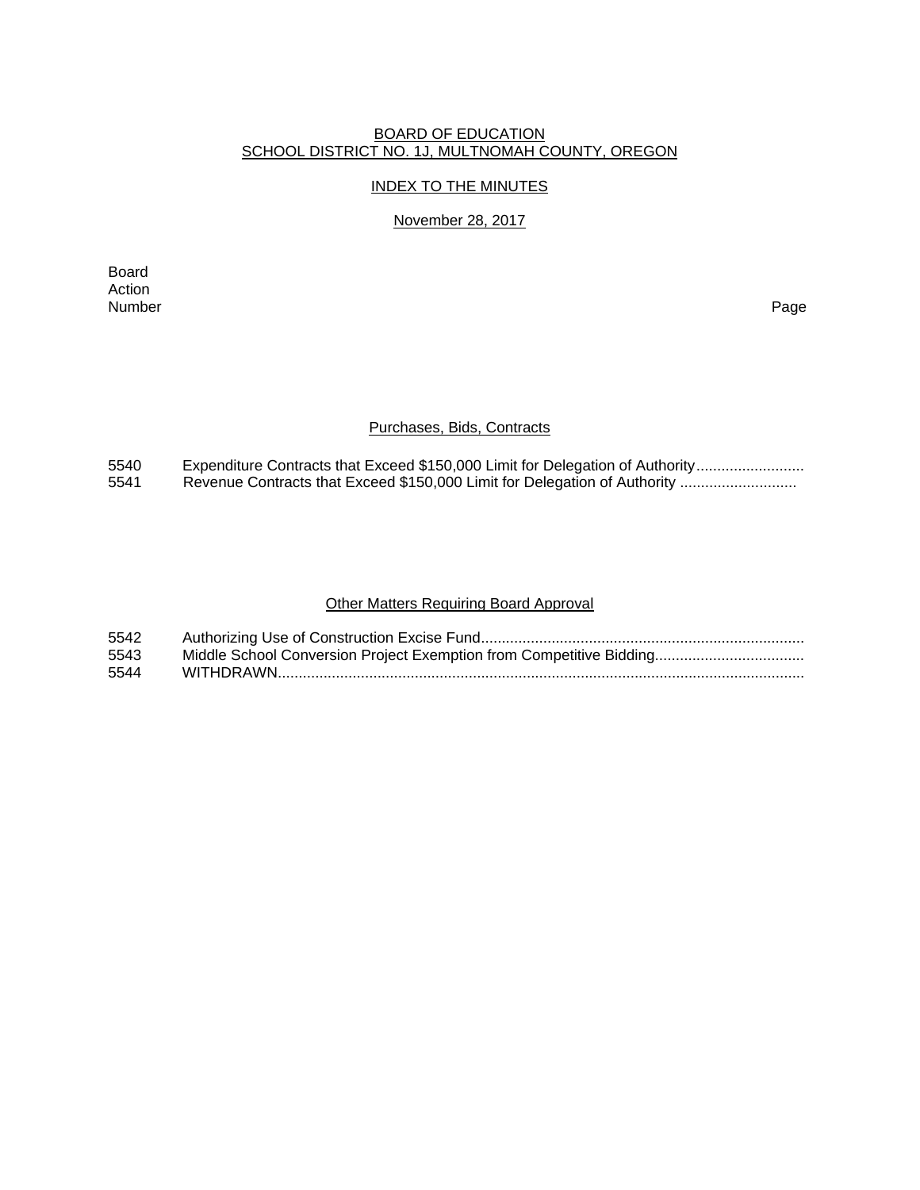BOARD OF EDUCATION
SCHOOL DISTRICT NO. 1J, MULTNOMAH COUNTY, OREGON

INDEX TO THE MINUTES

November 28, 2017

| Board Action Number | | Page |
|---|---|---|

## Purchases, Bids, Contracts

| | | |
|---|---|---|
| 5540 | Expenditure Contracts that Exceed $150,000 Limit for Delegation of Authority.......................... | |
| 5541 | Revenue Contracts that Exceed $150,000 Limit for Delegation of Authority ............................ | |

## Other Matters Requiring Board Approval

| | | |
|---|---|---|
| 5542 | Authorizing Use of Construction Excise Fund............................................................................. | |
| 5543 | Middle School Conversion Project Exemption from Competitive Bidding.................................... | |
| 5544 | WITHDRAWN............................................................................................................................... | |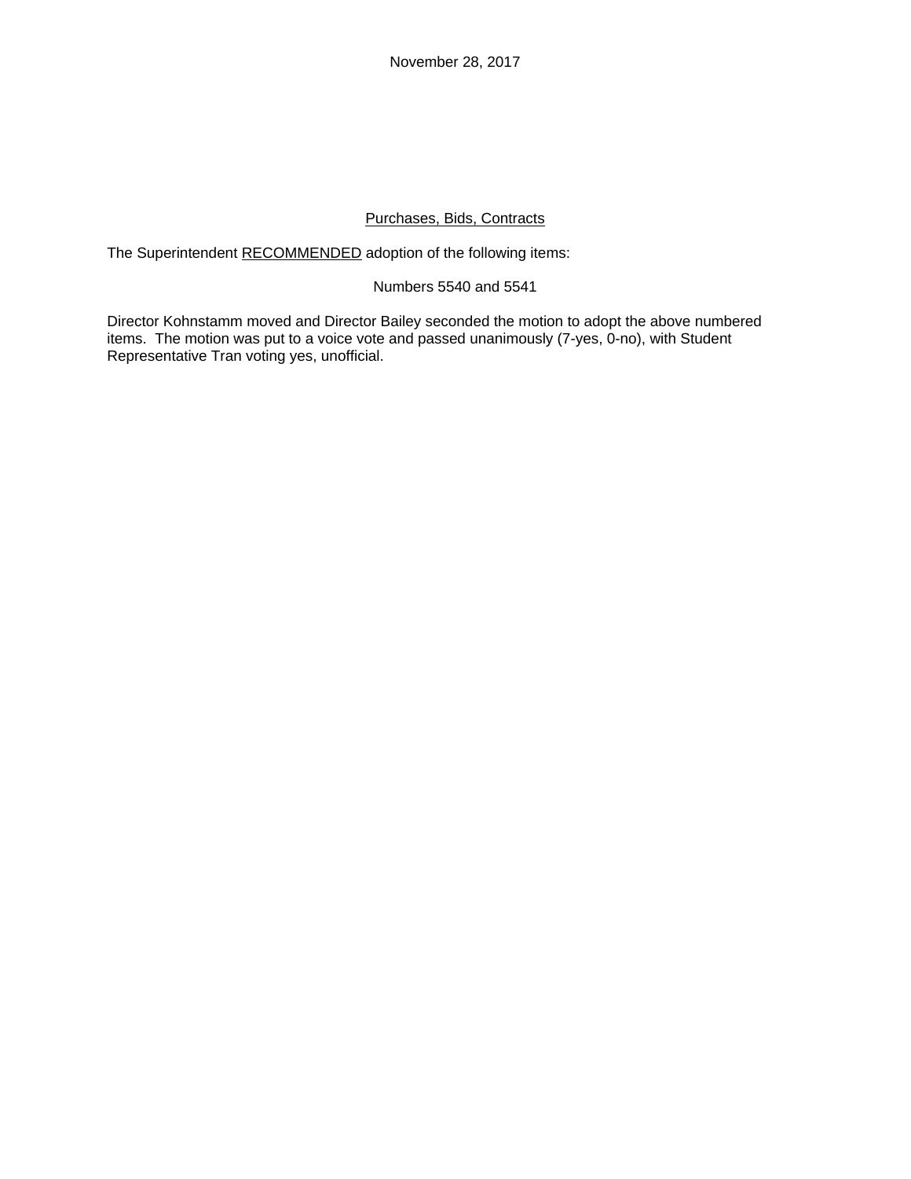November 28, 2017

<u>Purchases, Bids, Contracts</u>

The Superintendent <u>RECOMMENDED</u> adoption of the following items:

Numbers 5540 and 5541

Director Kohnstamm moved and Director Bailey seconded the motion to adopt the above numbered items. The motion was put to a voice vote and passed unanimously (7-yes, 0-no), with Student Representative Tran voting yes, unofficial.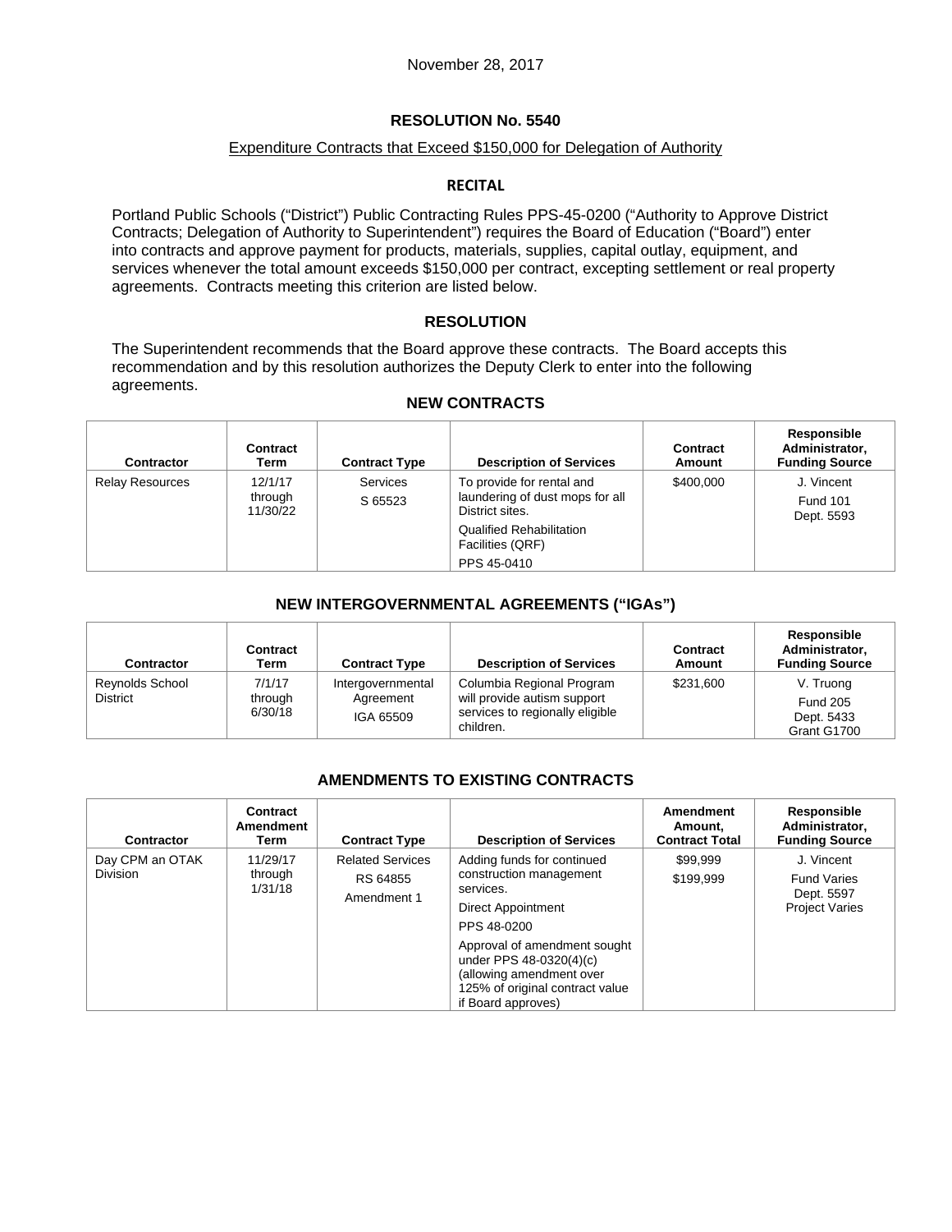November 28, 2017

# RESOLUTION No. 5540

Expenditure Contracts that Exceed $150,000 for Delegation of Authority

## RECITAL

Portland Public Schools ("District") Public Contracting Rules PPS-45-0200 ("Authority to Approve District Contracts; Delegation of Authority to Superintendent") requires the Board of Education ("Board") enter into contracts and approve payment for products, materials, supplies, capital outlay, equipment, and services whenever the total amount exceeds $150,000 per contract, excepting settlement or real property agreements. Contracts meeting this criterion are listed below.

## RESOLUTION

The Superintendent recommends that the Board approve these contracts. The Board accepts this recommendation and by this resolution authorizes the Deputy Clerk to enter into the following agreements.

### NEW CONTRACTS

| Contractor | Contract Term | Contract Type | Description of Services | Contract Amount | Responsible Administrator, Funding Source |
|---|---|---|---|---|---|
| Relay Resources | 12/1/17 through 11/30/22 | Services S 65523 | To provide for rental and laundering of dust mops for all District sites. Qualified Rehabilitation Facilities (QRF) PPS 45-0410 | $400,000 | J. Vincent Fund 101 Dept. 5593 |

### NEW INTERGOVERNMENTAL AGREEMENTS ("IGAs")

| Contractor | Contract Term | Contract Type | Description of Services | Contract Amount | Responsible Administrator, Funding Source |
|---|---|---|---|---|---|
| Reynolds School District | 7/1/17 through 6/30/18 | Intergovernmental Agreement IGA 65509 | Columbia Regional Program will provide autism support services to regionally eligible children. | $231,600 | V. Truong Fund 205 Dept. 5433 Grant G1700 |

### AMENDMENTS TO EXISTING CONTRACTS

| Contractor | Contract Amendment Term | Contract Type | Description of Services | Amendment Amount, Contract Total | Responsible Administrator, Funding Source |
|---|---|---|---|---|---|
| Day CPM an OTAK Division | 11/29/17 through 1/31/18 | Related Services RS 64855 Amendment 1 | Adding funds for continued construction management services. Direct Appointment PPS 48-0200 Approval of amendment sought under PPS 48-0320(4)(c) (allowing amendment over 125% of original contract value if Board approves) | $99,999 $199,999 | J. Vincent Fund Varies Dept. 5597 Project Varies |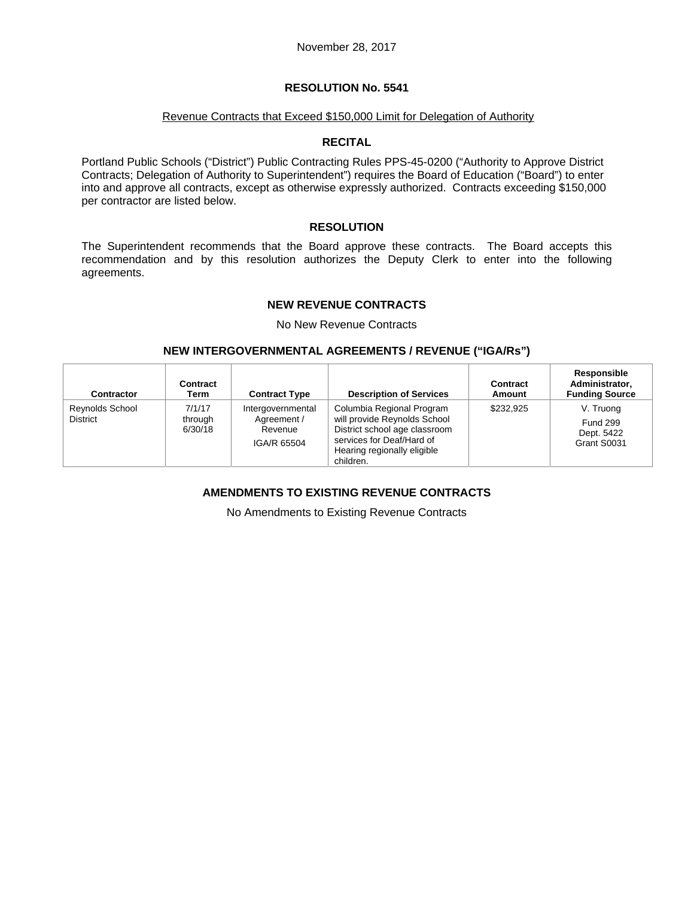November 28, 2017

## RESOLUTION No. 5541

Revenue Contracts that Exceed $150,000 Limit for Delegation of Authority

### RECITAL

Portland Public Schools ("District") Public Contracting Rules PPS-45-0200 ("Authority to Approve District Contracts; Delegation of Authority to Superintendent") requires the Board of Education ("Board") to enter into and approve all contracts, except as otherwise expressly authorized. Contracts exceeding $150,000 per contractor are listed below.

### RESOLUTION

The Superintendent recommends that the Board approve these contracts. The Board accepts this recommendation and by this resolution authorizes the Deputy Clerk to enter into the following agreements.

### NEW REVENUE CONTRACTS

No New Revenue Contracts

### NEW INTERGOVERNMENTAL AGREEMENTS / REVENUE ("IGA/Rs")

| Contractor | Contract Term | Contract Type | Description of Services | Contract Amount | Responsible Administrator, Funding Source |
|---|---|---|---|---|---|
| Reynolds School District | 7/1/17 through 6/30/18 | Intergovernmental Agreement / Revenue IGA/R 65504 | Columbia Regional Program will provide Reynolds School District school age classroom services for Deaf/Hard of Hearing regionally eligible children. | $232,925 | V. Truong Fund 299 Dept. 5422 Grant S0031 |

### AMENDMENTS TO EXISTING REVENUE CONTRACTS

No Amendments to Existing Revenue Contracts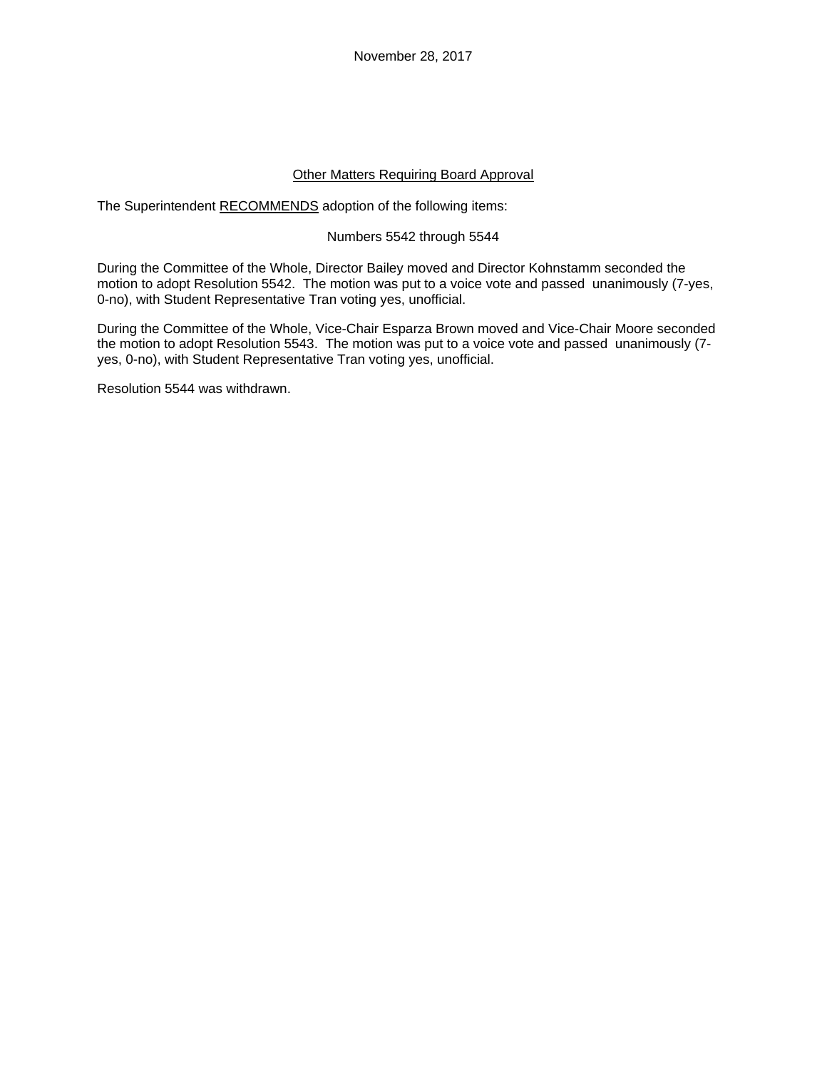November 28, 2017

## Other Matters Requiring Board Approval

The Superintendent RECOMMENDS adoption of the following items:

Numbers 5542 through 5544

During the Committee of the Whole, Director Bailey moved and Director Kohnstamm seconded the motion to adopt Resolution 5542. The motion was put to a voice vote and passed unanimously (7-yes, 0-no), with Student Representative Tran voting yes, unofficial.

During the Committee of the Whole, Vice-Chair Esparza Brown moved and Vice-Chair Moore seconded the motion to adopt Resolution 5543. The motion was put to a voice vote and passed unanimously (7-yes, 0-no), with Student Representative Tran voting yes, unofficial.

Resolution 5544 was withdrawn.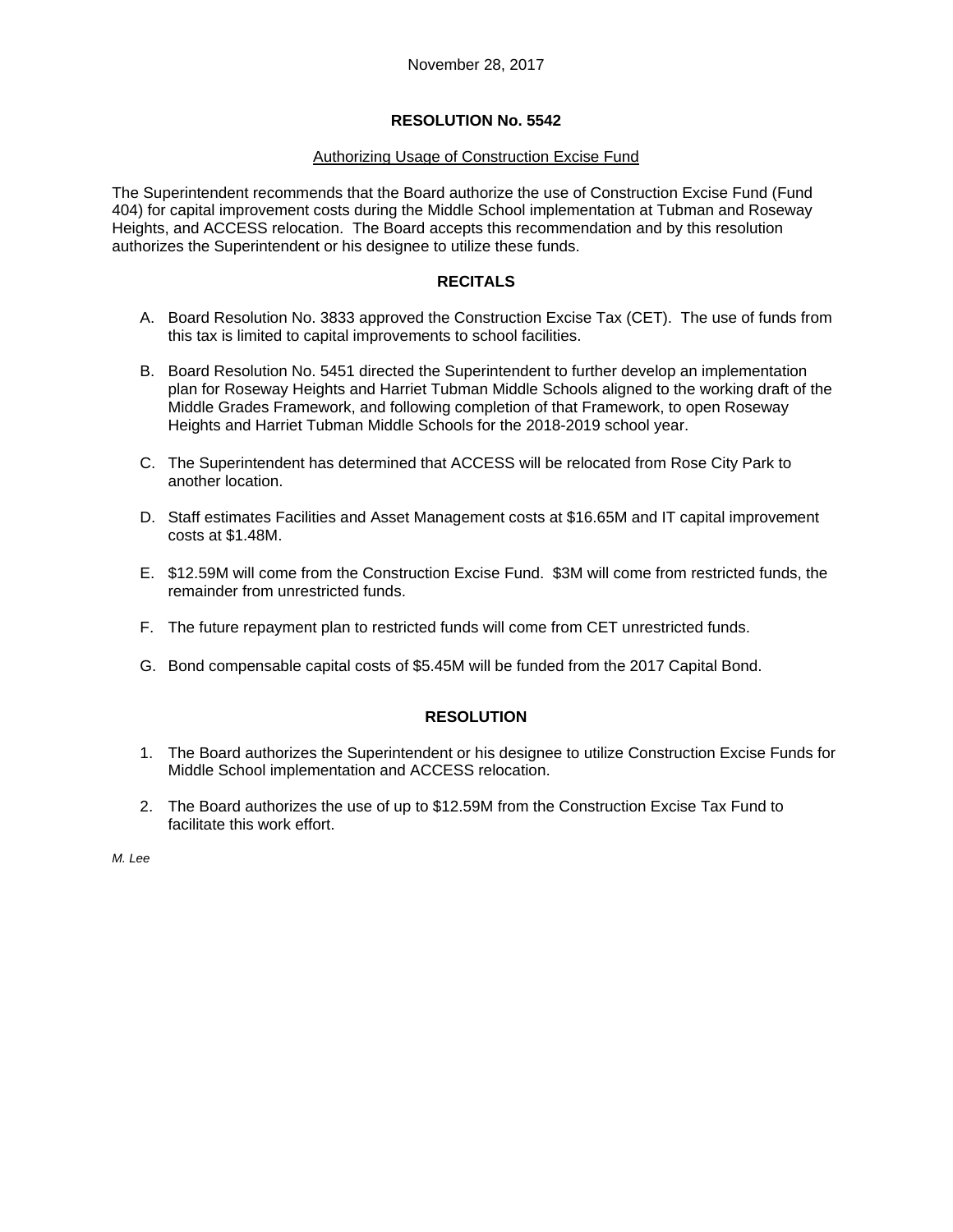November 28, 2017

# RESOLUTION No. 5542

Authorizing Usage of Construction Excise Fund

The Superintendent recommends that the Board authorize the use of Construction Excise Fund (Fund 404) for capital improvement costs during the Middle School implementation at Tubman and Roseway Heights, and ACCESS relocation. The Board accepts this recommendation and by this resolution authorizes the Superintendent or his designee to utilize these funds.

## RECITALS

A. Board Resolution No. 3833 approved the Construction Excise Tax (CET). The use of funds from this tax is limited to capital improvements to school facilities.

B. Board Resolution No. 5451 directed the Superintendent to further develop an implementation plan for Roseway Heights and Harriet Tubman Middle Schools aligned to the working draft of the Middle Grades Framework, and following completion of that Framework, to open Roseway Heights and Harriet Tubman Middle Schools for the 2018-2019 school year.

C. The Superintendent has determined that ACCESS will be relocated from Rose City Park to another location.

D. Staff estimates Facilities and Asset Management costs at $16.65M and IT capital improvement costs at $1.48M.

E. $12.59M will come from the Construction Excise Fund. $3M will come from restricted funds, the remainder from unrestricted funds.

F. The future repayment plan to restricted funds will come from CET unrestricted funds.

G. Bond compensable capital costs of $5.45M will be funded from the 2017 Capital Bond.

## RESOLUTION

1. The Board authorizes the Superintendent or his designee to utilize Construction Excise Funds for Middle School implementation and ACCESS relocation.

2. The Board authorizes the use of up to $12.59M from the Construction Excise Tax Fund to facilitate this work effort.

*M. Lee*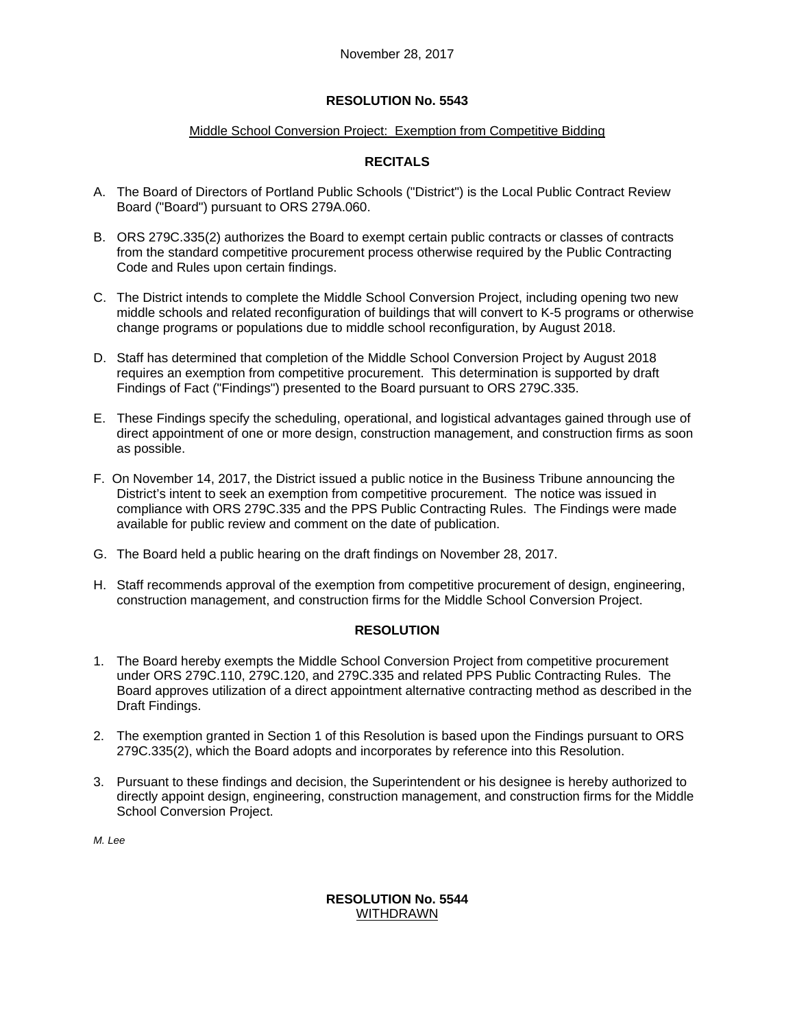November 28, 2017

## RESOLUTION No. 5543

Middle School Conversion Project: Exemption from Competitive Bidding

### RECITALS

A. The Board of Directors of Portland Public Schools ("District") is the Local Public Contract Review Board ("Board") pursuant to ORS 279A.060.

B. ORS 279C.335(2) authorizes the Board to exempt certain public contracts or classes of contracts from the standard competitive procurement process otherwise required by the Public Contracting Code and Rules upon certain findings.

C. The District intends to complete the Middle School Conversion Project, including opening two new middle schools and related reconfiguration of buildings that will convert to K-5 programs or otherwise change programs or populations due to middle school reconfiguration, by August 2018.

D. Staff has determined that completion of the Middle School Conversion Project by August 2018 requires an exemption from competitive procurement. This determination is supported by draft Findings of Fact ("Findings") presented to the Board pursuant to ORS 279C.335.

E. These Findings specify the scheduling, operational, and logistical advantages gained through use of direct appointment of one or more design, construction management, and construction firms as soon as possible.

F. On November 14, 2017, the District issued a public notice in the Business Tribune announcing the District's intent to seek an exemption from competitive procurement. The notice was issued in compliance with ORS 279C.335 and the PPS Public Contracting Rules. The Findings were made available for public review and comment on the date of publication.

G. The Board held a public hearing on the draft findings on November 28, 2017.

H. Staff recommends approval of the exemption from competitive procurement of design, engineering, construction management, and construction firms for the Middle School Conversion Project.

### RESOLUTION

1. The Board hereby exempts the Middle School Conversion Project from competitive procurement under ORS 279C.110, 279C.120, and 279C.335 and related PPS Public Contracting Rules. The Board approves utilization of a direct appointment alternative contracting method as described in the Draft Findings.

2. The exemption granted in Section 1 of this Resolution is based upon the Findings pursuant to ORS 279C.335(2), which the Board adopts and incorporates by reference into this Resolution.

3. Pursuant to these findings and decision, the Superintendent or his designee is hereby authorized to directly appoint design, engineering, construction management, and construction firms for the Middle School Conversion Project.

*M. Lee*

## RESOLUTION No. 5544

WITHDRAWN